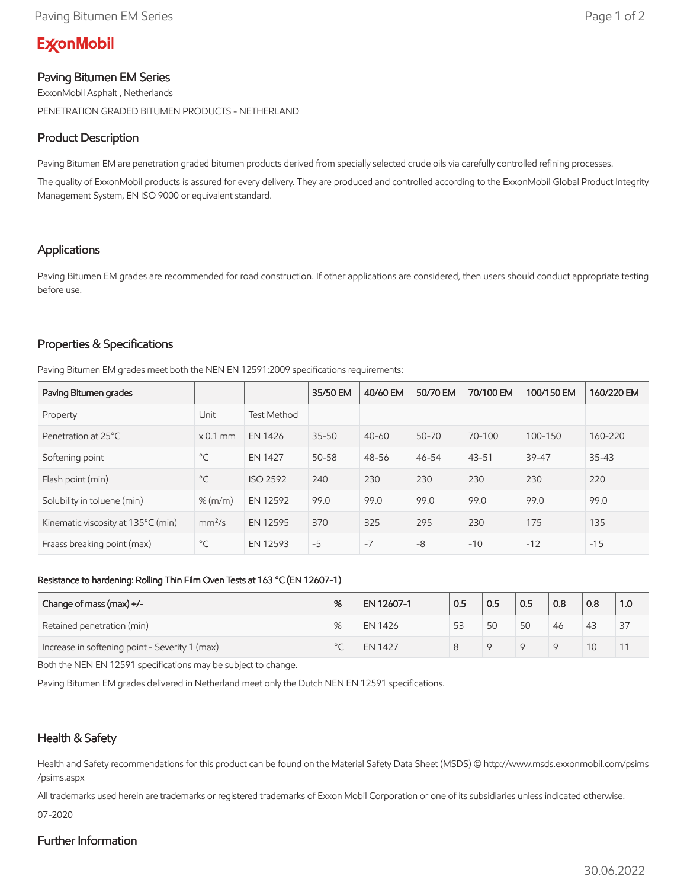# ExxonMobil

## Paving Bitumen EM Series

ExxonMobil Asphalt , Netherlands

PENETRATION GRADED BITUMEN PRODUCTS - NETHERLAND

## Product Description

Paving Bitumen EM are penetration graded bitumen products derived from specially selected crude oils via carefully controlled refining processes.

The quality of ExxonMobil products is assured for every delivery. They are produced and controlled according to the ExxonMobil Global Product Integrity Management System, EN ISO 9000 or equivalent standard.

## Applications

Paving Bitumen EM grades are recommended for road construction. If other applications are considered, then users should conduct appropriate testing before use.

## Properties & Specifications

Paving Bitumen EM grades meet both the NEN EN 12591:2009 specifications requirements:

| Paving Bitumen grades | | | 35/50 EM | 40/60 EM | 50/70 EM | 70/100 EM | 100/150 EM | 160/220 EM |
|---|---|---|---|---|---|---|---|---|
| Property | Unit | Test Method | | | | | | |
| Penetration at 25°C | x 0.1 mm | EN 1426 | 35-50 | 40-60 | 50-70 | 70-100 | 100-150 | 160-220 |
| Softening point | °C | EN 1427 | 50-58 | 48-56 | 46-54 | 43-51 | 39-47 | 35-43 |
| Flash point (min) | °C | ISO 2592 | 240 | 230 | 230 | 230 | 230 | 220 |
| Solubility in toluene (min) | % (m/m) | EN 12592 | 99.0 | 99.0 | 99.0 | 99.0 | 99.0 | 99.0 |
| Kinematic viscosity at 135°C (min) | $mm^2/s$ | EN 12595 | 370 | 325 | 295 | 230 | 175 | 135 |
| Fraass breaking point (max) | °C | EN 12593 | -5 | -7 | -8 | -10 | -12 | -15 |

**Resistance to hardening: Rolling Thin Film Oven Tests at 163 °C (EN 12607-1)**

| Change of mass (max) +/- | % | EN 12607-1 | 0.5 | 0.5 | 0.5 | 0.8 | 0.8 | 1.0 |
|---|---|---|---|---|---|---|---|---|
| Retained penetration (min) | % | EN 1426 | 53 | 50 | 50 | 46 | 43 | 37 |
| Increase in softening point - Severity 1 (max) | °C | EN 1427 | 8 | 9 | 9 | 9 | 10 | 11 |

Both the NEN EN 12591 specifications may be subject to change.

Paving Bitumen EM grades delivered in Netherland meet only the Dutch NEN EN 12591 specifications.

## Health & Safety

Health and Safety recommendations for this product can be found on the Material Safety Data Sheet (MSDS) @ http://www.msds.exxonmobil.com/psims/psims.aspx

All trademarks used herein are trademarks or registered trademarks of Exxon Mobil Corporation or one of its subsidiaries unless indicated otherwise.

07-2020

## Further Information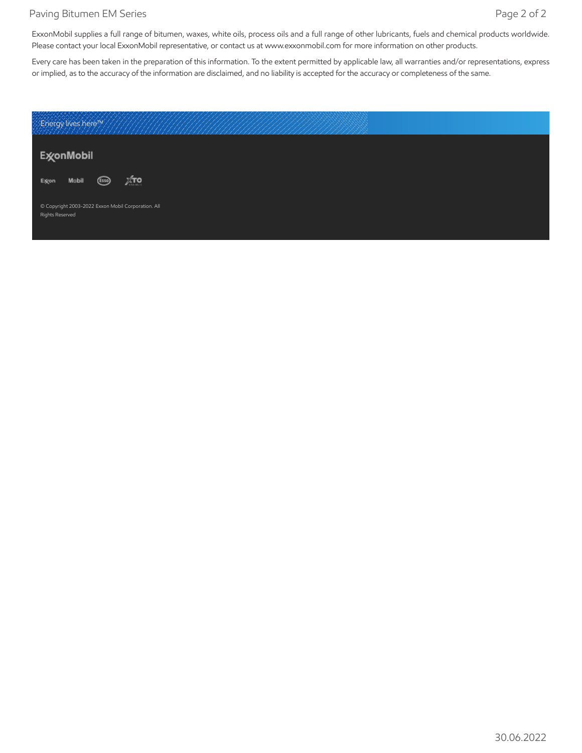ExxonMobil supplies a full range of bitumen, waxes, white oils, process oils and a full range of other lubricants, fuels and chemical products worldwide. Please contact your local ExxonMobil representative, or contact us at www.exxonmobil.com for more information on other products.

Every care has been taken in the preparation of this information. To the extent permitted by applicable law, all warranties and/or representations, express or implied, as to the accuracy of the information are disclaimed, and no liability is accepted for the accuracy or completeness of the same.

Energy lives here™

ExxonMobil

Exxon Mobil Esso XTO

© Copyright 2003-2022 Exxon Mobil Corporation. All Rights Reserved

30.06.2022